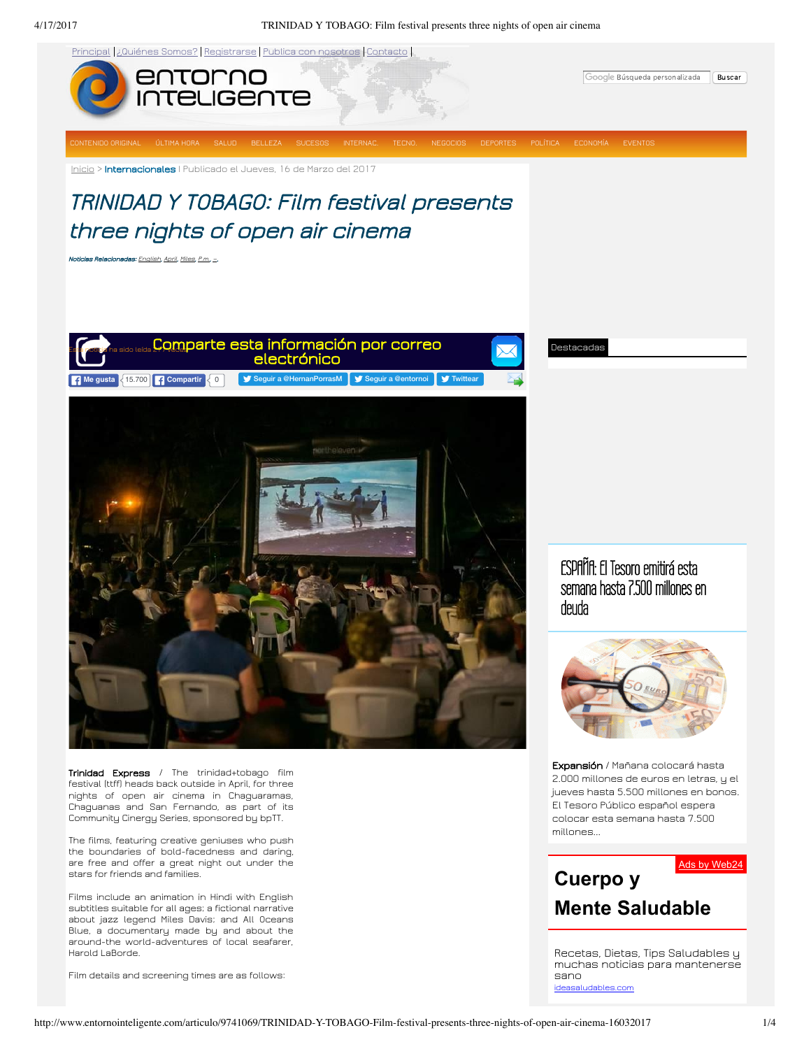Principal | ¿Quiénes Somos? | Registrarse | Publica con nosotros | Contacto |

Búsqueda personalizada | Buscar

CONTENIDO ORIGINAL | ÚLTIMA HORA | SALUD | BELLEZA | SUCESOS | INTERNAC. | TECNO. | NEGOCIOS | DEPORTES | POLÍTICA | ECONOMÍA | EVENTOS

Inicio > **Internacionales** | Publicado el Jueves, 16 de Marzo del 2017

# TRINIDAD Y TOBAGO: Film festival presents three nights of open air cinema

***Noticias Relacionadas:*** *English, April, Miles, P.m., ...*

Comparte esta información por correo electrónico

Me gusta 15.700 | Compartir 0 | Seguir a @HernanPorrasM | Seguir a @entornoi | Twittear

**Trinidad Express** / The trinidad+tobago film festival (ttff) heads back outside in April, for three nights of open air cinema in Chaguaramas, Chaguanas and San Fernando, as part of its Community Cinergy Series, sponsored by bpTT.

The films, featuring creative geniuses who push the boundaries of bold-facedness and daring, are free and offer a great night out under the stars for friends and families.

Films include an animation in Hindi with English subtitles suitable for all ages; a fictional narrative about jazz legend Miles Davis; and All Oceans Blue, a documentary made by and about the around-the world-adventures of local seafarer, Harold LaBorde.

Film details and screening times are as follows:

Destacadas

## ESPAÑA: El Tesoro emitirá esta semana hasta 7.500 millones en deuda

**Expansión** / Mañana colocará hasta 2.000 millones de euros en letras, y el jueves hasta 5.500 millones en bonos. El Tesoro Público español espera colocar esta semana hasta 7.500 millones...

Ads by Web24

## Cuerpo y Mente Saludable

Recetas, Dietas, Tips Saludables y muchas noticias para mantenerse sano

ideasaludables.com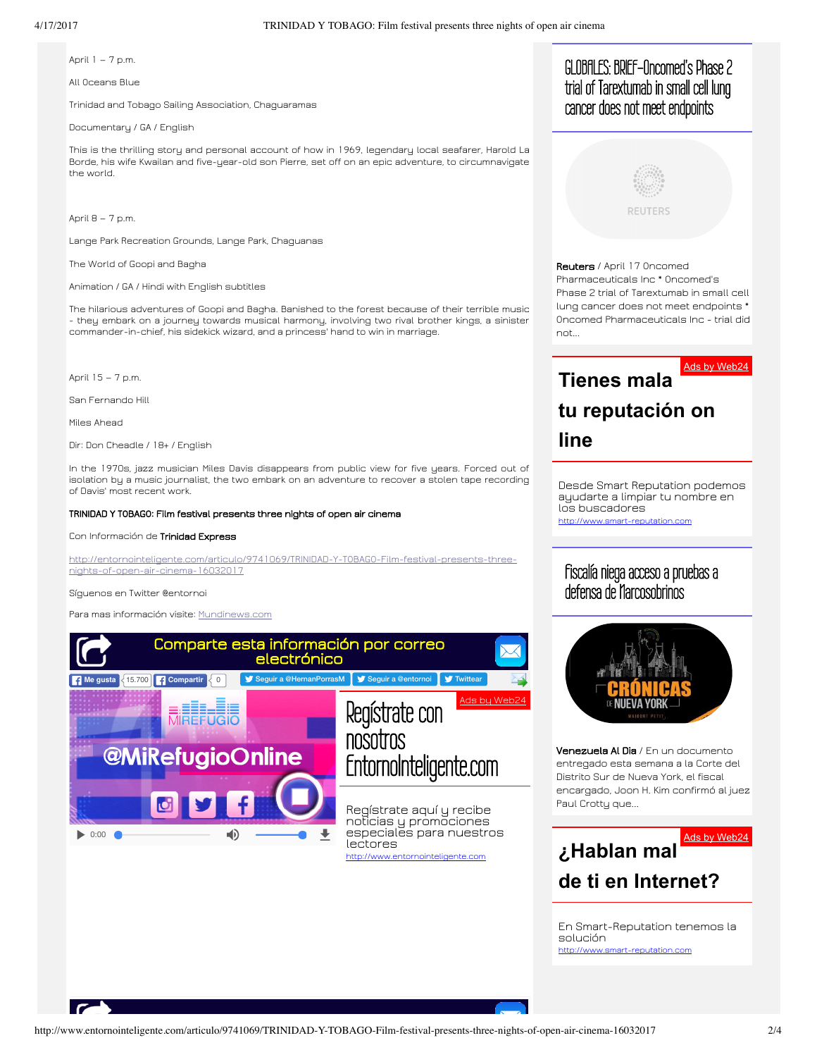April 1 – 7 p.m.

All Oceans Blue

Trinidad and Tobago Sailing Association, Chaguaramas

Documentary / GA / English

This is the thrilling story and personal account of how in 1969, legendary local seafarer, Harold La Borde, his wife Kwailan and five-year-old son Pierre, set off on an epic adventure, to circumnavigate the world.

April 8 – 7 p.m.

Lange Park Recreation Grounds, Lange Park, Chaguanas

The World of Goopi and Bagha

Animation / GA / Hindi with English subtitles

The hilarious adventures of Goopi and Bagha. Banished to the forest because of their terrible music - they embark on a journey towards musical harmony, involving two rival brother kings, a sinister commander-in-chief, his sidekick wizard, and a princess' hand to win in marriage.

April 15 – 7 p.m.

San Fernando Hill

Miles Ahead

Dir: Don Cheadle / 18+ / English

In the 1970s, jazz musician Miles Davis disappears from public view for five years. Forced out of isolation by a music journalist, the two embark on an adventure to recover a stolen tape recording of Davis' most recent work.

**TRINIDAD Y TOBAGO: Film festival presents three nights of open air cinema**

Con Información de **Trinidad Express**

http://entornointeligente.com/articulo/9741069/TRINIDAD-Y-TOBAGO-Film-festival-presents-three-nights-of-open-air-cinema-16032017

Síguenos en Twitter @entornoi

Para mas información visite: Mundinews.com

Comparte esta información por correo electrónico

Me gusta 15.700 | Compartir 0 | Seguir a @HernanPorrasM | Seguir a @entornoi | Twittear

@MiRefugioOnline

Ads by Web24

Regístrate con nosotros EntornoInteligente.com

Regístrate aquí y recibe noticias y promociones especiales para nuestros lectores

http://www.entornointeligente.com

## GLOBALES: BRIEF-Oncomed's Phase 2 trial of Tarextumab in small cell lung cancer does not meet endpoints

**Reuters** / April 17 Oncomed Pharmaceuticals Inc * Oncomed's Phase 2 trial of Tarextumab in small cell lung cancer does not meet endpoints * Oncomed Pharmaceuticals Inc - trial did not...

Ads by Web24

## Tienes mala tu reputación on line

Desde Smart Reputation podemos ayudarte a limpiar tu nombre en los buscadores

http://www.smart-reputation.com

## Fiscalía niega acceso a pruebas a defensa de Narcosobrinos

**Venezuela Al Dia** / En un documento entregado esta semana a la Corte del Distrito Sur de Nueva York, el fiscal encargado, Joon H. Kim confirmó al juez Paul Crotty que...

Ads by Web24

## ¿Hablan mal de ti en Internet?

En Smart-Reputation tenemos la solución

http://www.smart-reputation.com